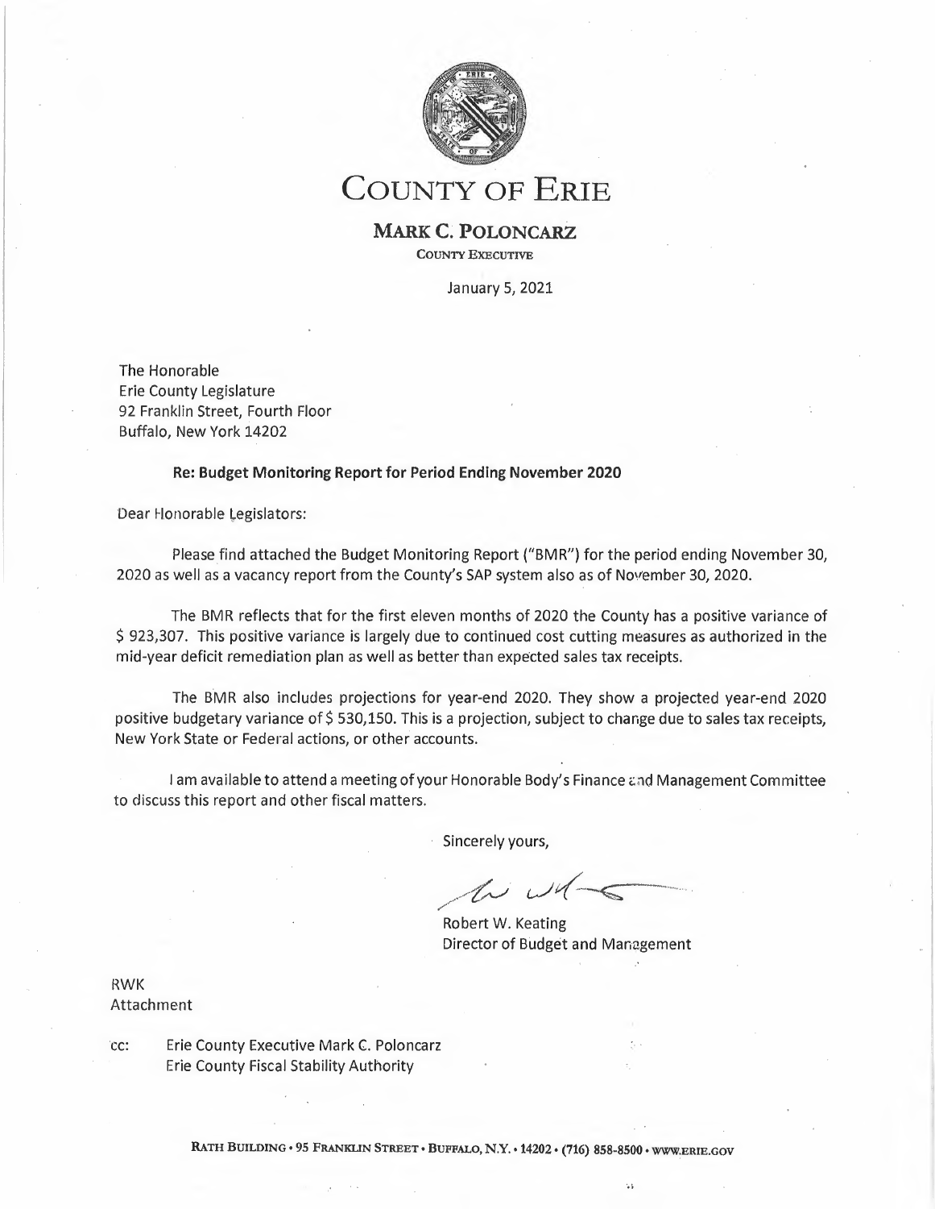# COUNTY OF ERIE

**MARK C. POLONCARZ**

COUNTY EXECUTIVE

January 5, 2021

The Honorable
Erie County Legislature
92 Franklin Street, Fourth Floor
Buffalo, New York 14202

**Re: Budget Monitoring Report for Period Ending November 2020**

Dear Honorable Legislators:

Please find attached the Budget Monitoring Report ("BMR") for the period ending November 30, 2020 as well as a vacancy report from the County's SAP system also as of November 30, 2020.

The BMR reflects that for the first eleven months of 2020 the County has a positive variance of $ 923,307. This positive variance is largely due to continued cost cutting measures as authorized in the mid-year deficit remediation plan as well as better than expected sales tax receipts.

The BMR also includes projections for year-end 2020. They show a projected year-end 2020 positive budgetary variance of $ 530,150. This is a projection, subject to change due to sales tax receipts, New York State or Federal actions, or other accounts.

I am available to attend a meeting of your Honorable Body's Finance and Management Committee to discuss this report and other fiscal matters.

Sincerely yours,

Robert W. Keating
Director of Budget and Management

RWK
Attachment

cc: Erie County Executive Mark C. Poloncarz
Erie County Fiscal Stability Authority

RATH BUILDING • 95 FRANKLIN STREET • BUFFALO, N.Y. • 14202 • (716) 858-8500 • WWW.ERIE.GOV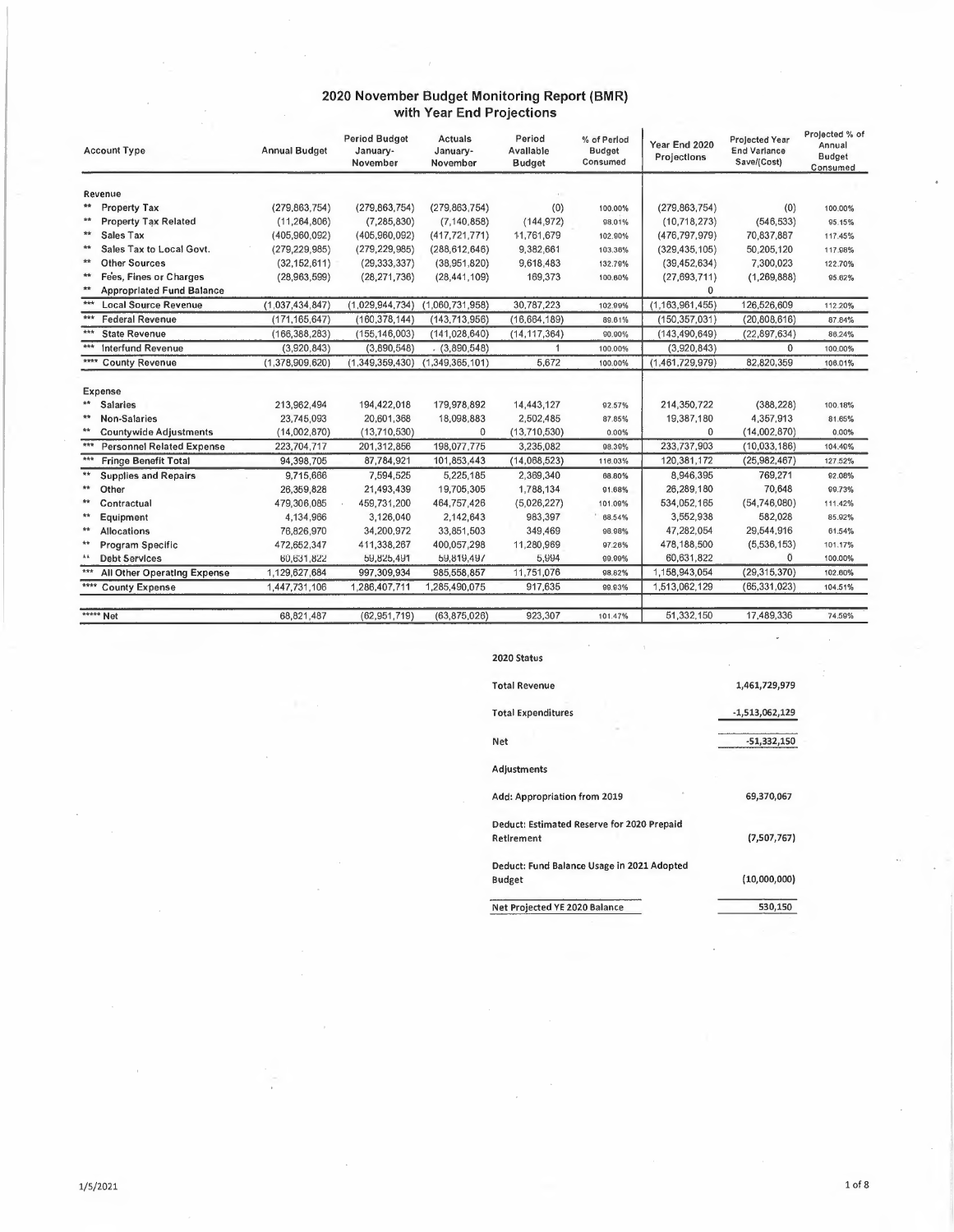# 2020 November Budget Monitoring Report (BMR) with Year End Projections

| Account Type | Annual Budget | Period Budget January-November | Actuals January-November | Period Available Budget | % of Period Budget Consumed | Year End 2020 Projections | Projected Year End Variance Save/(Cost) | Projected % of Annual Budget Consumed |
|---|---|---|---|---|---|---|---|---|
| **Revenue** | | | | | | | | |
| ** Property Tax | (279,863,754) | (279,863,754) | (279,863,754) | (0) | 100.00% | (279,863,754) | (0) | 100.00% |
| ** Property Tax Related | (11,264,806) | (7,285,830) | (7,140,858) | (144,972) | 98.01% | (10,718,273) | (546,533) | 95.15% |
| ** Sales Tax | (405,960,092) | (405,960,092) | (417,721,771) | 11,761,679 | 102.90% | (476,797,979) | 70,837,887 | 117.45% |
| ** Sales Tax to Local Govt. | (279,229,985) | (279,229,985) | (288,612,646) | 9,382,661 | 103.36% | (329,435,105) | 50,205,120 | 117.98% |
| ** Other Sources | (32,152,611) | (29,333,337) | (38,951,820) | 9,618,483 | 132.79% | (39,452,634) | 7,300,023 | 122.70% |
| ** Fees, Fines or Charges | (28,963,599) | (28,271,736) | (28,441,109) | 169,373 | 100.60% | (27,693,711) | (1,269,888) | 95.62% |
| ** Appropriated Fund Balance | | | | | | 0 | | |
| *** Local Source Revenue | (1,037,434,847) | (1,029,944,734) | (1,060,731,958) | 30,787,223 | 102.99% | (1,163,961,455) | 126,526,609 | 112.20% |
| *** Federal Revenue | (171,165,647) | (160,378,144) | (143,713,956) | (16,664,189) | 89.61% | (150,357,031) | (20,808,616) | 87.84% |
| *** State Revenue | (166,388,283) | (155,146,003) | (141,028,640) | (14,117,364) | 90.90% | (143,490,649) | (22,897,634) | 86.24% |
| *** Interfund Revenue | (3,920,843) | (3,890,548) | (3,890,548) | 1 | 100.00% | (3,920,843) | 0 | 100.00% |
| **** County Revenue | (1,378,909,620) | (1,349,359,430) | (1,349,365,101) | 5,672 | 100.00% | (1,461,729,979) | 82,820,359 | 106.01% |
| **Expense** | | | | | | | | |
| ** Salaries | 213,962,494 | 194,422,018 | 179,978,892 | 14,443,127 | 92.57% | 214,350,722 | (388,228) | 100.18% |
| ** Non-Salaries | 23,745,093 | 20,601,368 | 18,098,883 | 2,502,485 | 87.85% | 19,387,180 | 4,357,913 | 81.65% |
| ** Countywide Adjustments | (14,002,870) | (13,710,530) | 0 | (13,710,530) | 0.00% | 0 | (14,002,870) | 0.00% |
| *** Personnel Related Expense | 223,704,717 | 201,312,856 | 198,077,775 | 3,235,082 | 98.39% | 233,737,903 | (10,033,186) | 104.49% |
| *** Fringe Benefit Total | 94,398,705 | 87,784,921 | 101,853,443 | (14,068,523) | 116.03% | 120,381,172 | (25,982,467) | 127.52% |
| ** Supplies and Repairs | 9,715,666 | 7,594,525 | 5,225,185 | 2,369,340 | 68.80% | 8,946,395 | 769,271 | 92.08% |
| ** Other | 26,359,828 | 21,493,439 | 19,705,305 | 1,788,134 | 91.68% | 26,289,180 | 70,648 | 99.73% |
| ** Contractual | 479,306,085 | 459,731,200 | 464,757,426 | (5,026,227) | 101.09% | 534,052,165 | (54,746,080) | 111.42% |
| ** Equipment | 4,134,966 | 3,126,040 | 2,142,643 | 983,397 | 68.54% | 3,552,938 | 582,028 | 85.92% |
| ** Allocations | 76,826,970 | 34,200,972 | 33,851,503 | 349,469 | 98.98% | 47,282,054 | 29,544,916 | 61.54% |
| ** Program Specific | 472,652,347 | 411,338,267 | 400,057,298 | 11,280,969 | 97.26% | 478,188,500 | (5,536,153) | 101.17% |
| ** Debt Services | 60,631,822 | 59,825,491 | 59,819,497 | 5,994 | 99.99% | 60,631,822 | 0 | 100.00% |
| *** All Other Operating Expense | 1,129,627,684 | 997,309,934 | 985,558,857 | 11,751,076 | 98.82% | 1,158,943,054 | (29,315,370) | 102.60% |
| **** County Expense | 1,447,731,106 | 1,286,407,711 | 1,285,490,075 | 917,635 | 99.93% | 1,513,062,129 | (65,331,023) | 104.51% |
| ***** Net | 68,821,487 | (62,951,719) | (63,875,026) | 923,307 | 101.47% | 51,332,150 | 17,489,336 | 74.59% |

**2020 Status**

| | |
|---|---|
| Total Revenue | 1,461,729,979 |
| Total Expenditures | -1,513,062,129 |
| Net | -51,332,150 |
| Adjustments | |
| Add: Appropriation from 2019 | 69,370,067 |
| Deduct: Estimated Reserve for 2020 Prepaid Retirement | (7,507,767) |
| Deduct: Fund Balance Usage in 2021 Adopted Budget | (10,000,000) |
| Net Projected YE 2020 Balance | 530,150 |

1/5/2021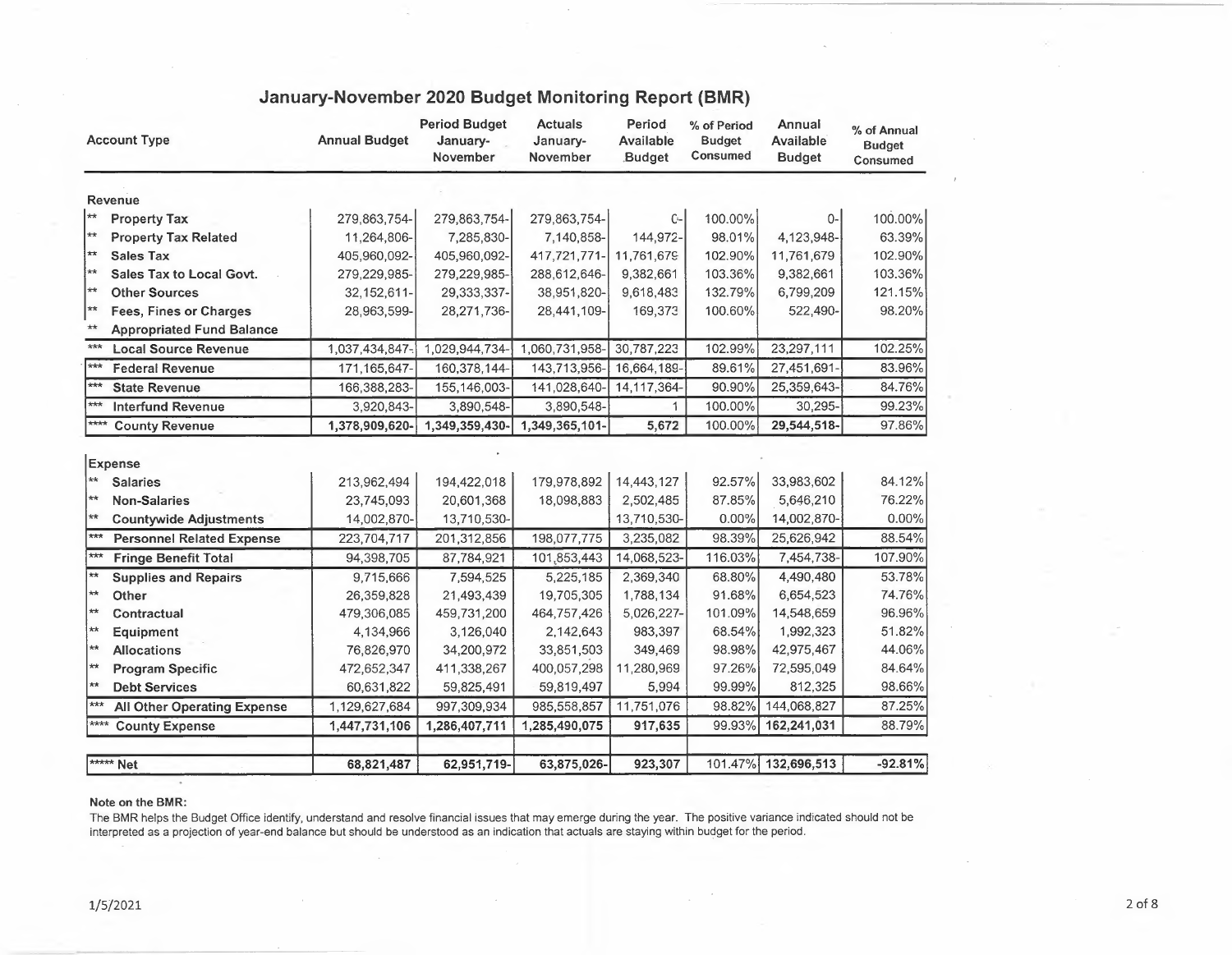## January-November 2020 Budget Monitoring Report (BMR)

| Account Type | Annual Budget | Period Budget January-November | Actuals January-November | Period Available Budget | % of Period Budget Consumed | Annual Available Budget | % of Annual Budget Consumed |
|---|---|---|---|---|---|---|---|
| **Revenue** | | | | | | | |
| ** **Property Tax** | 279,863,754- | 279,863,754- | 279,863,754- | 0- | 100.00% | 0- | 100.00% |
| ** **Property Tax Related** | 11,264,806- | 7,285,830- | 7,140,858- | 144,972- | 98.01% | 4,123,948- | 63.39% |
| ** **Sales Tax** | 405,960,092- | 405,960,092- | 417,721,771- | 11,761,679 | 102.90% | 11,761,679 | 102.90% |
| ** **Sales Tax to Local Govt.** | 279,229,985- | 279,229,985- | 288,612,646- | 9,382,661 | 103.36% | 9,382,661 | 103.36% |
| ** **Other Sources** | 32,152,611- | 29,333,337- | 38,951,820- | 9,618,483 | 132.79% | 6,799,209 | 121.15% |
| ** **Fees, Fines or Charges** | 28,963,599- | 28,271,736- | 28,441,109- | 169,373 | 100.60% | 522,490- | 98.20% |
| ** **Appropriated Fund Balance** | | | | | | | |
| *** **Local Source Revenue** | 1,037,434,847- | 1,029,944,734- | 1,060,731,958- | 30,787,223 | 102.99% | 23,297,111 | 102.25% |
| *** **Federal Revenue** | 171,165,647- | 160,378,144- | 143,713,956- | 16,664,189- | 89.61% | 27,451,691- | 83.96% |
| *** **State Revenue** | 166,388,283- | 155,146,003- | 141,028,640- | 14,117,364- | 90.90% | 25,359,643- | 84.76% |
| *** **Interfund Revenue** | 3,920,843- | 3,890,548- | 3,890,548- | 1 | 100.00% | 30,295- | 99.23% |
| **** **County Revenue** | **1,378,909,620-** | **1,349,359,430-** | **1,349,365,101-** | **5,672** | 100.00% | **29,544,518-** | 97.86% |
| **Expense** | | | | | | | |
| ** **Salaries** | 213,962,494 | 194,422,018 | 179,978,892 | 14,443,127 | 92.57% | 33,983,602 | 84.12% |
| ** **Non-Salaries** | 23,745,093 | 20,601,368 | 18,098,883 | 2,502,485 | 87.85% | 5,646,210 | 76.22% |
| ** **Countywide Adjustments** | 14,002,870- | 13,710,530- | | 13,710,530- | 0.00% | 14,002,870- | 0.00% |
| *** **Personnel Related Expense** | 223,704,717 | 201,312,856 | 198,077,775 | 3,235,082 | 98.39% | 25,626,942 | 88.54% |
| *** **Fringe Benefit Total** | 94,398,705 | 87,784,921 | 101,853,443 | 14,068,523- | 116.03% | 7,454,738- | 107.90% |
| ** **Supplies and Repairs** | 9,715,666 | 7,594,525 | 5,225,185 | 2,369,340 | 68.80% | 4,490,480 | 53.78% |
| ** **Other** | 26,359,828 | 21,493,439 | 19,705,305 | 1,788,134 | 91.68% | 6,654,523 | 74.76% |
| ** **Contractual** | 479,306,085 | 459,731,200 | 464,757,426 | 5,026,227- | 101.09% | 14,548,659 | 96.96% |
| ** **Equipment** | 4,134,966 | 3,126,040 | 2,142,643 | 983,397 | 68.54% | 1,992,323 | 51.82% |
| ** **Allocations** | 76,826,970 | 34,200,972 | 33,851,503 | 349,469 | 98.98% | 42,975,467 | 44.06% |
| ** **Program Specific** | 472,652,347 | 411,338,267 | 400,057,298 | 11,280,969 | 97.26% | 72,595,049 | 84.64% |
| ** **Debt Services** | 60,631,822 | 59,825,491 | 59,819,497 | 5,994 | 99.99% | 812,325 | 98.66% |
| *** **All Other Operating Expense** | 1,129,627,684 | 997,309,934 | 985,558,857 | 11,751,076 | 98.82% | 144,068,827 | 87.25% |
| **** **County Expense** | **1,447,731,106** | **1,286,407,711** | **1,285,490,075** | **917,635** | 99.93% | **162,241,031** | 88.79% |
| ***** **Net** | **68,821,487** | **62,951,719-** | **63,875,026-** | **923,307** | 101.47% | **132,696,513** | **-92.81%** |

**Note on the BMR:**

The BMR helps the Budget Office identify, understand and resolve financial issues that may emerge during the year. The positive variance indicated should not be interpreted as a projection of year-end balance but should be understood as an indication that actuals are staying within budget for the period.

1/5/2021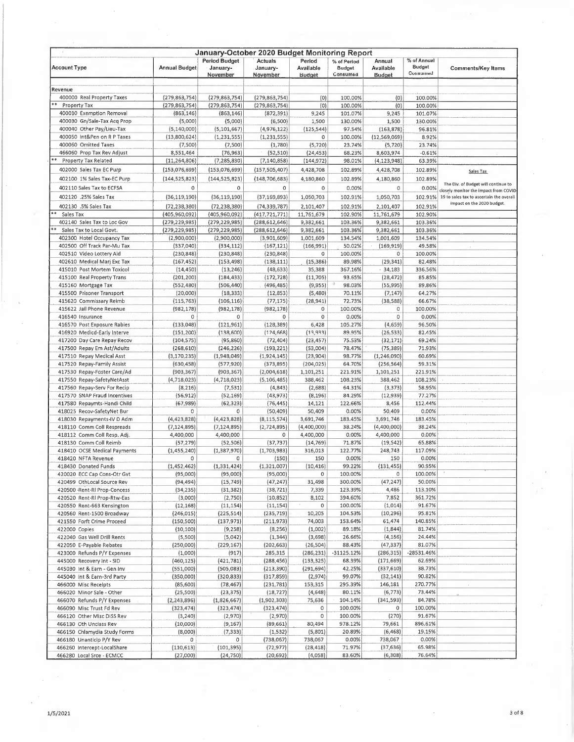# January-October 2020 Budget Monitoring Report

| Account Type | Annual Budget | Period Budget January-November | Actuals January-November | Period Available Budget | % of Period Budget Consumed | Annual Available Budget | % of Annual Budget Consumed | Comments/Key Items |
|---|---|---|---|---|---|---|---|---|
| **Revenue** | | | | | | | | |
| 400000 Real Property Taxes | (279,863,754) | (279,863,754) | (279,863,754) | (0) | 100.00% | (0) | 100.00% | |
| ** Property Tax | (279,863,754) | (279,863,754) | (279,863,754) | (0) | 100.00% | (0) | 100.00% | |
| 400010 Exemption Removal | (863,146) | (863,146) | (872,391) | 9,245 | 101.07% | 9,245 | 101.07% | |
| 400030 Gn/Sale-Tax Acq Prop | (5,000) | (5,000) | (6,500) | 1,500 | 130.00% | 1,500 | 130.00% | |
| 400040 Other Pay/Lieu-Tax | (5,140,000) | (5,101,667) | (4,976,122) | (125,544) | 97.54% | (163,878) | 96.81% | |
| 400050 Int&Pen on R P Taxes | (13,800,624) | (1,231,555) | (1,231,555) | 0 | 100.00% | (12,569,069) | 8.92% | |
| 400060 Omitted Taxes | (7,500) | (7,500) | (1,780) | (5,720) | 23.74% | (5,720) | 23.74% | |
| 466060 Prop Tax Rev Adjust | 8,551,464 | (76,963) | (52,510) | (24,453) | 68.23% | 8,603,974 | -0.61% | |
| ** Property Tax Related | (11,264,806) | (7,285,830) | (7,140,858) | (144,972) | 98.01% | (4,123,948) | 63.39% | |
| 402000 Sales Tax EC Purp | (153,076,699) | (153,076,699) | (157,505,407) | 4,428,708 | 102.89% | 4,428,708 | 102.89% | Sales Tax |
| 402100 1% Sales Tax-EC Purp | (144,525,823) | (144,525,823) | (148,706,683) | 4,180,860 | 102.89% | 4,180,860 | 102.89% | |
| 402110 Sales Tax to ECFSA | 0 | 0 | 0 | 0 | 0.00% | 0 | 0.00% | The Div. of Budget will continue to closely monitor the impact from COVID-19 to sales tax to ascertain the overall impact on the 2020 budget. |
| 402120 .25% Sales Tax | (36,119,190) | (36,119,190) | (37,169,893) | 1,050,703 | 102.91% | 1,050,703 | 102.91% | |
| 402130 .5% Sales Tax | (72,238,380) | (72,238,380) | (74,339,787) | 2,101,407 | 102.91% | 2,101,407 | 102.91% | |
| ** Sales Tax | (405,960,092) | (405,960,092) | (417,721,771) | 11,761,679 | 102.90% | 11,761,679 | 102.90% | |
| 402140 Sales Tax to Loc Gov | (279,229,985) | (279,229,985) | (288,612,646) | 9,382,661 | 103.36% | 9,382,661 | 103.36% | |
| ** Sales Tax to Local Govt. | (279,229,985) | (279,229,985) | (288,612,646) | 9,382,661 | 103.36% | 9,382,661 | 103.36% | |
| 402300 Hotel Occupancy Tax | (2,900,000) | (2,900,000) | (3,901,609) | 1,001,609 | 134.54% | 1,001,609 | 134.54% | |
| 402500 Off Track Par-Mu Tax | (337,040) | (334,112) | (167,121) | (166,991) | 50.02% | (169,919) | 49.58% | |
| 402510 Video Lottery Aid | (230,848) | (230,848) | (230,848) | 0 | 100.00% | 0 | 100.00% | |
| 402610 Medical Marj Exc Tax | (167,452) | (153,498) | (138,111) | (15,386) | 89.98% | (29,341) | 82.48% | |
| 415010 Post Mortem Toxicol | (14,450) | (13,246) | (48,633) | 35,388 | 367.16% | 34,183 | 336.56% | |
| 415100 Real Property Trans | (201,200) | (184,433) | (172,728) | (11,705) | 93.65% | (28,472) | 85.85% | |
| 415160 Mortgage Tax | (552,480) | (506,440) | (496,485) | (9,955) | 98.03% | (55,995) | 89.86% | |
| 415500 Prisoner Transport | (20,000) | (18,333) | (12,853) | (5,480) | 70.11% | (7,147) | 64.27% | |
| 415620 Commissary Reimb | (115,763) | (106,116) | (77,175) | (28,941) | 72.73% | (38,588) | 66.67% | |
| 415622 Jail Phone Revenue | (982,178) | (982,178) | (982,178) | 0 | 100.00% | 0 | 100.00% | |
| 416540 Insurance | 0 | 0 | 0 | 0 | 0.00% | 0 | 0.00% | |
| 416570 Post Exposure Rabies | (133,048) | (121,961) | (128,389) | 6,428 | 105.27% | (4,659) | 96.50% | |
| 416920 Medicd-Early Interve | (151,200) | (138,600) | (124,668) | (13,933) | 89.95% | (26,533) | 82.45% | |
| 417200 Day Care Repay Recov | (104,575) | (95,860) | (72,404) | (23,457) | 75.53% | (32,171) | 69.24% | |
| 417500 Repay Em Ast/Adults | (268,610) | (246,226) | (193,221) | (53,004) | 78.47% | (75,389) | 71.93% | |
| 417510 Repay Medical Asst | (3,170,235) | (1,948,049) | (1,924,145) | (23,904) | 98.77% | (1,246,090) | 60.69% | |
| 417520 Repay-Family Assist | (630,458) | (577,920) | (373,895) | (204,025) | 64.70% | (256,564) | 59.31% | |
| 417530 Repay-Foster Care/Ad | (903,367) | (903,367) | (2,004,618) | 1,101,251 | 221.91% | 1,101,251 | 221.91% | |
| 417550 Repay-SafetyNetAsst | (4,718,023) | (4,718,023) | (5,106,485) | 388,462 | 108.23% | 388,462 | 108.23% | |
| 417560 Repay-Serv For Recip | (8,216) | (7,531) | (4,843) | (2,688) | 64.31% | (3,373) | 58.95% | |
| 417570 SNAP Fraud Incentives | (56,912) | (52,169) | (43,973) | (8,196) | 84.29% | (12,939) | 77.27% | |
| 417580 Repaymts-Handi Child | (67,989) | (62,323) | (76,445) | 14,121 | 122.66% | 8,456 | 112.44% | |
| 418025 Recov-SafetyNet Bur | 0 | 0 | (50,409) | 50,409 | 0.00% | 50,409 | 0.00% | |
| 418030 Repayments-IV D Adm | (4,423,828) | (4,423,828) | (8,115,574) | 3,691,746 | 183.45% | 3,691,746 | 183.45% | |
| 418110 Comm Coll Respreads | (7,124,895) | (7,124,895) | (2,724,895) | (4,400,000) | 38.24% | (4,400,000) | 38.24% | |
| 418112 Comm Coll Resp. Adj. | 4,400,000 | 4,400,000 | 0 | 4,400,000 | 0.00% | 4,400,000 | 0.00% | |
| 418130 Comm Coll Reimb | (57,279) | (52,506) | (37,737) | (14,769) | 71.87% | (19,542) | 65.88% | |
| 418410 OCSE Medical Payments | (1,455,240) | (1,387,970) | (1,703,983) | 316,013 | 122.77% | 248,743 | 117.09% | |
| 418420 NFTA Revenue | 0 | 0 | (150) | 150 | 0.00% | 150 | 0.00% | |
| 418430 Donated Funds | (1,452,462) | (1,331,424) | (1,321,007) | (10,416) | 99.22% | (131,455) | 90.95% | |
| 420020 ECC Cap Cons-Otr Gvt | (95,000) | (95,000) | (95,000) | 0 | 100.00% | 0 | 100.00% | |
| 420499 OthLocal Source Rev | (94,494) | (15,749) | (47,247) | 31,498 | 300.00% | (47,247) | 50.00% | |
| 420500 Rent-Rl Prop-Concess | (34,235) | (31,382) | (38,721) | 7,339 | 123.39% | 4,486 | 113.10% | |
| 420520 Rent-Rl Prop-Rtw-Eas | (3,000) | (2,750) | (10,852) | 8,102 | 394.60% | 7,852 | 361.72% | |
| 420550 Rent-663 Kensington | (12,168) | (11,154) | (11,154) | 0 | 100.00% | (1,014) | 91.67% | |
| 420560 Rent-1500 Broadway | (246,015) | (225,514) | (235,719) | 10,205 | 104.53% | (10,296) | 95.81% | |
| 421550 Forft Crime Proceed | (150,500) | (137,971) | (211,973) | 74,003 | 153.64% | 61,474 | 140.85% | |
| 422000 Copies | (10,100) | (9,258) | (8,256) | (1,002) | 89.18% | (1,844) | 81.74% | |
| 422040 Gas Well Drill Rents | (5,500) | (5,042) | (1,344) | (3,698) | 26.66% | (4,156) | 24.44% | |
| 422050 E-Payable Rebates | (250,000) | (229,167) | (202,663) | (26,504) | 88.43% | (47,337) | 81.07% | |
| 423000 Refunds P/Y Expenses | (1,000) | (917) | 285,315 | (286,231) | -31125.12% | (286,315) | -28531.46% | |
| 445000 Recovery Int - SID | (460,125) | (421,781) | (288,456) | (133,325) | 68.39% | (171,669) | 62.69% | |
| 445030 Int & Earn - Gen Inv | (551,000) | (505,083) | (213,390) | (291,694) | 42.25% | (337,610) | 38.73% | |
| 445040 Int & Earn-3rd Party | (350,000) | (320,833) | (317,859) | (2,974) | 99.07% | (32,141) | 90.82% | |
| 466000 Misc Receipts | (85,600) | (78,467) | (231,781) | 153,315 | 295.39% | 146,181 | 270.77% | |
| 466020 Minor Sale - Other | (25,500) | (23,375) | (18,727) | (4,648) | 80.11% | (6,773) | 73.44% | |
| 466070 Refunds P/Y Expenses | (2,243,896) | (1,826,667) | (1,902,303) | 75,636 | 104.14% | (341,593) | 84.78% | |
| 466090 Misc Trust Fd Rev | (323,474) | (323,474) | (323,474) | 0 | 100.00% | 0 | 100.00% | |
| 466120 Other Misc DiSS Rev | (3,240) | (2,970) | (2,970) | 0 | 100.00% | (270) | 91.67% | |
| 466130 Oth Unclass Rev | (10,000) | (9,167) | (89,661) | 80,494 | 978.12% | 79,661 | 896.61% | |
| 466150 Chlamydia Study Forms | (8,000) | (7,333) | (1,532) | (5,801) | 20.89% | (6,468) | 19.15% | |
| 466180 Unanticip P/Y Rev | 0 | 0 | (738,067) | 738,067 | 0.00% | 738,067 | 0.00% | |
| 466260 Intercept-LocalShare | (110,613) | (101,395) | (72,977) | (28,418) | 71.97% | (37,636) | 65.98% | |
| 466280 Local Srce - ECMCC | (27,000) | (24,750) | (20,692) | (4,058) | 83.60% | (6,308) | 76.64% | |

1/5/2021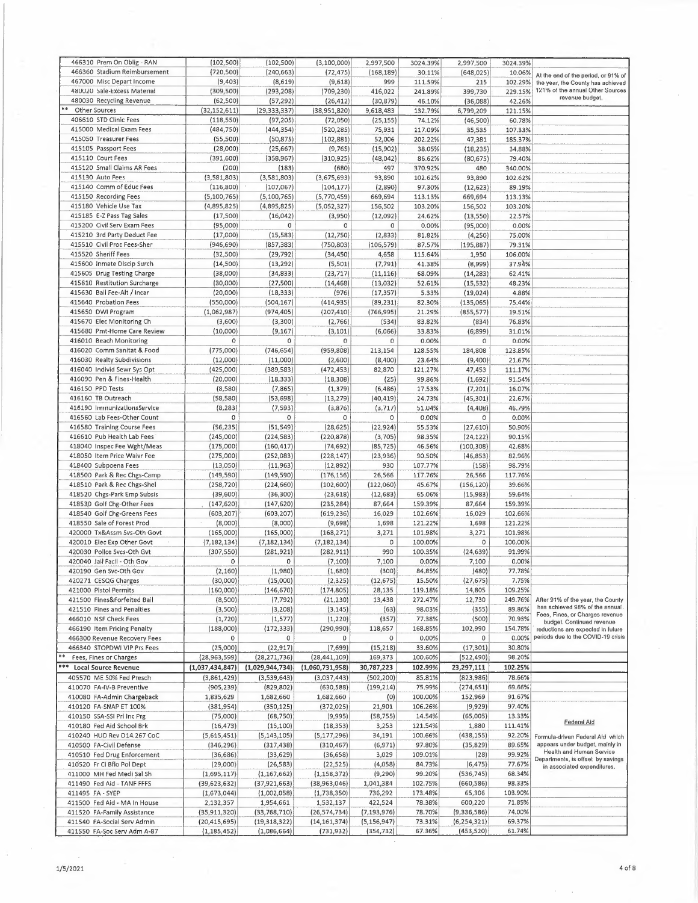| | | | | | | | | |
|---|---|---|---|---|---|---|---|---|
| 466310 Prem On Oblig - RAN | (102,500) | (102,500) | (3,100,000) | 2,997,500 | 3024.39% | 2,997,500 | 3024.39% | |
| 466360 Stadium Reimbursement | (720,500) | (240,663) | (72,475) | (168,189) | 30.11% | (648,025) | 10.06% | At the end of the period, or 91% of the year, the County has achieved 121% of the annual Other Sources revenue budget. |
| 467000 Misc Depart Income | (9,403) | (8,619) | (9,618) | 999 | 111.59% | 215 | 102.29% | |
| 480020 Sale-Excess Material | (309,500) | (293,208) | (709,230) | 416,022 | 241.89% | 399,730 | 229.15% | |
| 480030 Recycling Revenue | (62,500) | (57,292) | (26,412) | (30,879) | 46.10% | (36,088) | 42.26% | |
| ** Other Sources | (32,152,611) | (29,333,337) | (38,951,820) | 9,618,483 | 132.79% | 6,799,209 | 121.15% | |
| 406610 STD Clinic Fees | (118,550) | (97,205) | (72,050) | (25,155) | 74.12% | (46,500) | 60.78% | |
| 415000 Medical Exam Fees | (484,750) | (444,354) | (520,285) | 75,931 | 117.09% | 35,535 | 107.33% | |
| 415050 Treasurer Fees | (55,500) | (50,875) | (102,881) | 52,006 | 202.22% | 47,381 | 185.37% | |
| 415105 Passport Fees | (28,000) | (25,667) | (9,765) | (15,902) | 38.05% | (18,235) | 34.88% | |
| 415110 Court Fees | (391,600) | (358,967) | (310,925) | (48,042) | 86.62% | (80,675) | 79.40% | |
| 415120 Small Claims AR Fees | (200) | (183) | (680) | 497 | 370.92% | 480 | 340.00% | |
| 415130 Auto Fees | (3,581,803) | (3,581,803) | (3,675,693) | 93,890 | 102.62% | 93,890 | 102.62% | |
| 415140 Comm of Educ Fees | (116,800) | (107,067) | (104,177) | (2,890) | 97.30% | (12,623) | 89.19% | |
| 415150 Recording Fees | (5,100,765) | (5,100,765) | (5,770,459) | 669,694 | 113.13% | 669,694 | 113.13% | |
| 415180 Vehicle Use Tax | (4,895,825) | (4,895,825) | (5,052,327) | 156,502 | 103.20% | 156,502 | 103.20% | |
| 415185 E-Z Pass Tag Sales | (17,500) | (16,042) | (3,950) | (12,092) | 24.62% | (13,550) | 22.57% | |
| 415200 Civil Serv Exam Fees | (95,000) | 0 | 0 | 0 | 0.00% | (95,000) | 0.00% | |
| 415210 3rd Party Deduct Fee | (17,000) | (15,583) | (12,750) | (2,833) | 81.82% | (4,250) | 75.00% | |
| 415510 Civil Proc Fees-Sher | (946,690) | (857,383) | (750,803) | (106,579) | 87.57% | (195,887) | 79.31% | |
| 415520 Sheriff Fees | (32,500) | (29,792) | (34,450) | 4,658 | 115.64% | 1,950 | 106.00% | |
| 415600 Inmate Discip Surch | (14,500) | (13,292) | (5,501) | (7,791) | 41.38% | (8,999) | 37.94% | |
| 415605 Drug Testing Charge | (38,000) | (34,833) | (23,717) | (11,116) | 68.09% | (14,283) | 62.41% | |
| 415610 Restitution Surcharge | (30,000) | (27,500) | (14,468) | (13,032) | 52.61% | (15,532) | 48.23% | |
| 415630 Bail Fee-Alt / Incar | (20,000) | (18,333) | (976) | (17,357) | 5.33% | (19,024) | 4.88% | |
| 415640 Probation Fees | (550,000) | (504,167) | (414,935) | (89,231) | 82.30% | (135,065) | 75.44% | |
| 415650 DWI Program | (1,062,987) | (974,405) | (207,410) | (766,995) | 21.29% | (855,577) | 19.51% | |
| 415670 Elec Monitoring Ch | (3,600) | (3,300) | (2,766) | (534) | 83.82% | (834) | 76.83% | |
| 415680 Pmt-Home Care Review | (10,000) | (9,167) | (3,101) | (6,066) | 33.83% | (6,899) | 31.01% | |
| 416010 Beach Monitoring | 0 | 0 | 0 | 0 | 0.00% | 0 | 0.00% | |
| 416020 Comm Sanitat & Food | (775,000) | (746,654) | (959,808) | 213,154 | 128.55% | 184,808 | 123.85% | |
| 416030 Realty Subdivisions | (12,000) | (11,000) | (2,600) | (8,400) | 23.64% | (9,400) | 21.67% | |
| 416040 Individ Sewr Sys Opt | (425,000) | (389,583) | (472,453) | 82,870 | 121.27% | 47,453 | 111.17% | |
| 416090 Pen & Fines-Health | (20,000) | (18,333) | (18,308) | (25) | 99.86% | (1,692) | 91.54% | |
| 416150 PPD Tests | (8,580) | (7,865) | (1,379) | (6,486) | 17.53% | (7,201) | 16.07% | |
| 416160 TB Outreach | (58,580) | (53,698) | (13,279) | (40,419) | 24.73% | (45,301) | 22.67% | |
| 416190 ImmunizationsService | (8,283) | (7,593) | (3,876) | (3,717) | 51.04% | (4,408) | 46.79% | |
| 416560 Lab Fees-Other Count | 0 | 0 | 0 | 0 | 0.00% | 0 | 0.00% | |
| 416580 Training Course Fees | (56,235) | (51,549) | (28,625) | (22,924) | 55.53% | (27,610) | 50.90% | |
| 416610 Pub Health Lab Fees | (245,000) | (224,583) | (220,878) | (3,705) | 98.35% | (24,122) | 90.15% | |
| 418040 Inspec Fee Wght/Meas | (175,000) | (160,417) | (74,692) | (85,725) | 46.56% | (100,308) | 42.68% | |
| 418050 Item Price Waivr Fee | (275,000) | (252,083) | (228,147) | (23,936) | 90.50% | (46,853) | 82.96% | |
| 418400 Subpoena Fees | (13,050) | (11,963) | (12,892) | 930 | 107.77% | (158) | 98.79% | |
| 418500 Park & Rec Chgs-Camp | (149,590) | (149,590) | (176,156) | 26,566 | 117.76% | 26,566 | 117.76% | |
| 418510 Park & Rec Chgs-Shel | (258,720) | (224,660) | (102,600) | (122,060) | 45.67% | (156,120) | 39.66% | |
| 418520 Chgs-Park Emp Subsis | (39,600) | (36,300) | (23,618) | (12,683) | 65.06% | (15,983) | 59.64% | |
| 418530 Golf Chg-Other Fees | (147,620) | (147,620) | (235,284) | 87,664 | 159.39% | 87,664 | 159.39% | |
| 418540 Golf Chg-Greens Fees | (603,207) | (603,207) | (619,236) | 16,029 | 102.66% | 16,029 | 102.66% | |
| 418550 Sale of Forest Prod | (8,000) | (8,000) | (9,698) | 1,698 | 121.22% | 1,698 | 121.22% | |
| 420000 Tx&Assm Svs-Oth Govt | (165,000) | (165,000) | (168,271) | 3,271 | 101.98% | 3,271 | 101.98% | |
| 420010 Elec Exp Other Govt | (7,182,134) | (7,182,134) | (7,182,134) | 0 | 100.00% | 0 | 100.00% | |
| 420030 Police Svcs-Oth Gvt | (307,550) | (281,921) | (282,911) | 990 | 100.35% | (24,639) | 91.99% | |
| 420040 Jail Facil - Oth Gov | 0 | 0 | (7,100) | 7,100 | 0.00% | 7,100 | 0.00% | |
| 420190 Gen Svc-Oth Gov | (2,160) | (1,980) | (1,680) | (300) | 84.85% | (480) | 77.78% | |
| 420271 CESQG Charges | (30,000) | (15,000) | (2,325) | (12,675) | 15.50% | (27,675) | 7.75% | |
| 421000 Pistol Permits | (160,000) | (146,670) | (174,805) | 28,135 | 119.18% | 14,805 | 109.25% | |
| 421500 Fines&Forfeited Bail | (8,500) | (7,792) | (21,230) | 13,438 | 272.47% | 12,730 | 249.76% | After 91% of the year, the County has achieved 98% of the annual Fees, Fines, or Charges revenue budget. Continued revenue reductions are expected in future periods due to the COVID-19 crisis |
| 421510 Fines and Penalties | (3,500) | (3,208) | (3,145) | (63) | 98.03% | (355) | 89.86% | |
| 466010 NSF Check Fees | (1,720) | (1,577) | (1,220) | (357) | 77.38% | (500) | 70.93% | |
| 466190 Item Pricing Penalty | (188,000) | (172,333) | (290,990) | 118,657 | 168.85% | 102,990 | 154.78% | |
| 466300 Revenue Recovery Fees | 0 | 0 | 0 | 0 | 0.00% | 0 | 0.00% | |
| 466340 STOPDWI VIP Prs Fees | (25,000) | (22,917) | (7,699) | (15,218) | 33.60% | (17,301) | 30.80% | |
| ** Fees, Fines or Charges | (28,963,599) | (28,271,736) | (28,441,109) | 169,373 | 100.60% | (522,490) | 98.20% | |
| *** Local Source Revenue | (1,037,434,847) | (1,029,944,734) | (1,060,731,958) | 30,787,223 | 102.99% | 23,297,111 | 102.25% | |
| 405570 ME 50% Fed Presch | (3,861,429) | (3,539,643) | (3,037,443) | (502,200) | 85.81% | (823,986) | 78.66% | |
| 410070 FA-IV-B Preventive | (905,239) | (829,802) | (630,588) | (199,214) | 75.99% | (274,651) | 69.66% | |
| 410080 FA-Admin Chargeback | 1,835,629 | 1,682,660 | 1,682,660 | (0) | 100.00% | 152,969 | 91.67% | |
| 410120 FA-SNAP ET 100% | (381,954) | (350,125) | (372,025) | 21,901 | 106.26% | (9,929) | 97.40% | |
| 410150 SSA-SSI Pri Inc Prg | (75,000) | (68,750) | (9,995) | (58,755) | 14.54% | (65,005) | 13.33% | Federal Aid |
| 410180 Fed Aid School Brk | (16,473) | (15,100) | (18,353) | 3,253 | 121.54% | 1,880 | 111.41% | |
| 410240 HUD Rev D14.267 CoC | (5,615,451) | (5,143,105) | (5,177,296) | 34,191 | 100.66% | (438,155) | 92.20% | Formula-driven Federal Aid which appears under budget, mainly in Health and Human Service Departments, is offset by savings in associated expenditures. |
| 410500 FA-Civil Defense | (346,296) | (317,438) | (310,467) | (6,971) | 97.80% | (35,829) | 89.65% | |
| 410510 Fed Drug Enforcement | (36,686) | (33,629) | (36,658) | 3,029 | 109.01% | (28) | 99.92% | |
| 410520 Fr Ct Bflo Pol Dept | (29,000) | (26,583) | (22,525) | (4,058) | 84.73% | (6,475) | 77.67% | |
| 411000 MH Fed Medi Sal Sh | (1,695,117) | (1,167,662) | (1,158,372) | (9,290) | 99.20% | (536,745) | 68.34% | |
| 411490 Fed Aid - TANF FFFS | (39,623,632) | (37,921,663) | (38,963,046) | 1,041,384 | 102.75% | (660,586) | 98.33% | |
| 411495 FA - SYEP | (1,673,044) | (1,002,058) | (1,738,350) | 736,292 | 173.48% | 65,306 | 103.90% | |
| 411500 Fed Aid - MA In House | 2,132,357 | 1,954,661 | 1,532,137 | 422,524 | 78.38% | 600,220 | 71.85% | |
| 411520 FA-Family Assistance | (35,911,320) | (33,768,710) | (26,574,734) | (7,193,976) | 78.70% | (9,336,586) | 74.00% | |
| 411540 FA-Social Serv Admin | (20,415,695) | (19,318,322) | (14,161,374) | (5,156,947) | 73.31% | (6,254,321) | 69.37% | |
| 411550 FA-Soc Serv Adm A-87 | (1,185,452) | (1,086,664) | (731,932) | (354,732) | 67.36% | (453,520) | 61.74% | |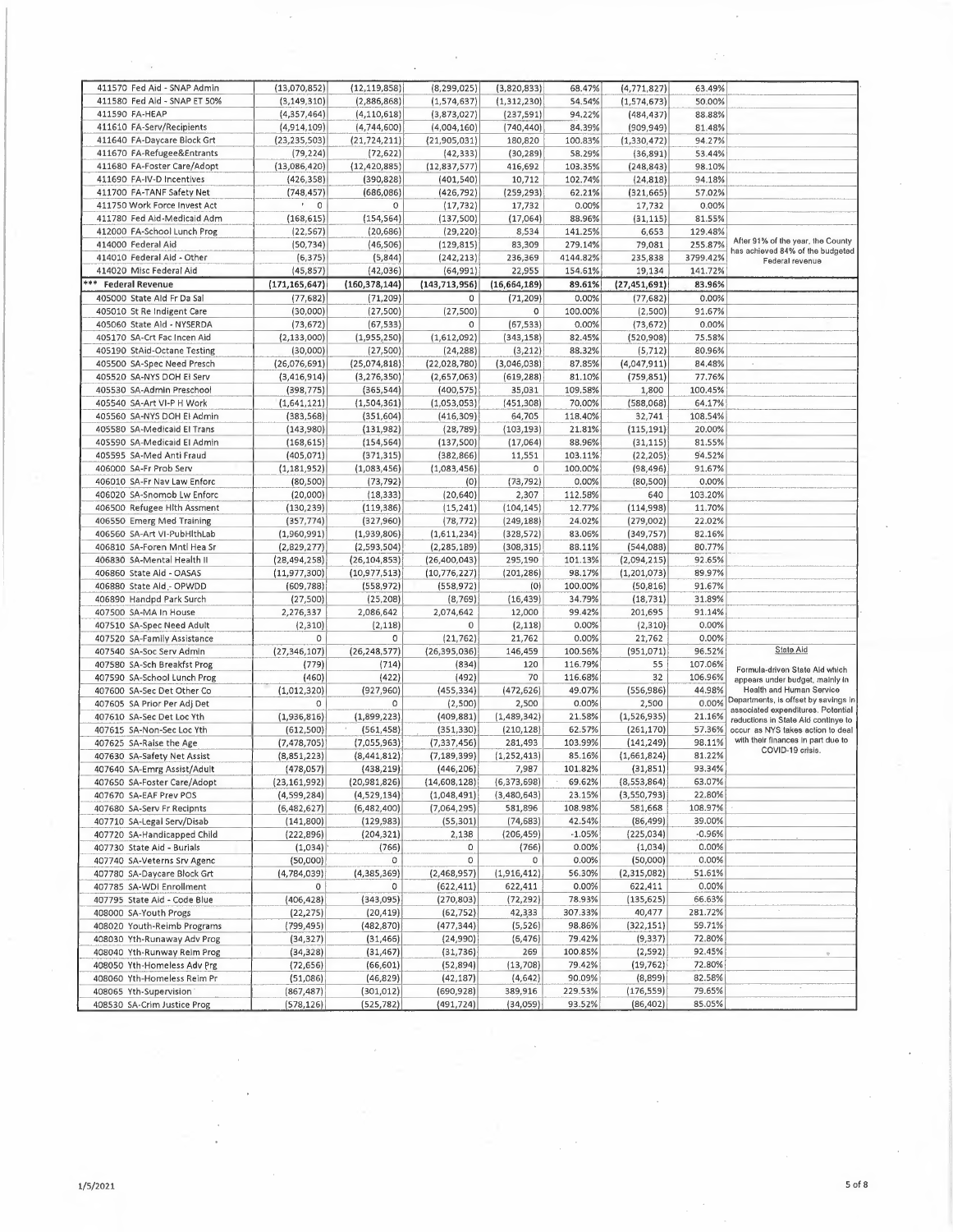| | | | | | | | | |
|---|---|---|---|---|---|---|---|---|
| 411570 Fed Aid - SNAP Admin | (13,070,852) | (12,119,858) | (8,299,025) | (3,820,833) | 68.47% | (4,771,827) | 63.49% | |
| 411580 Fed Aid - SNAP ET 50% | (3,149,310) | (2,886,868) | (1,574,637) | (1,312,230) | 54.54% | (1,574,673) | 50.00% | |
| 411590 FA-HEAP | (4,357,464) | (4,110,618) | (3,873,027) | (237,591) | 94.22% | (484,437) | 88.88% | |
| 411610 FA-Serv/Recipients | (4,914,109) | (4,744,600) | (4,004,160) | (740,440) | 84.39% | (909,949) | 81.48% | |
| 411640 FA-Daycare Block Grt | (23,235,503) | (21,724,211) | (21,905,031) | 180,820 | 100.83% | (1,330,472) | 94.27% | |
| 411670 FA-Refugee&Entrants | (79,224) | (72,622) | (42,333) | (30,289) | 58.29% | (36,891) | 53.44% | |
| 411680 FA-Foster Care/Adopt | (13,086,420) | (12,420,885) | (12,837,577) | 416,692 | 103.35% | (248,843) | 98.10% | |
| 411690 FA-IV-D Incentives | (426,358) | (390,828) | (401,540) | 10,712 | 102.74% | (24,818) | 94.18% | |
| 411700 FA-TANF Safety Net | (748,457) | (686,086) | (426,792) | (259,293) | 62.21% | (321,665) | 57.02% | |
| 411750 Work Force Invest Act | 0 | 0 | (17,732) | 17,732 | 0.00% | 17,732 | 0.00% | |
| 411780 Fed Aid-Medicaid Adm | (168,615) | (154,564) | (137,500) | (17,064) | 88.96% | (31,115) | 81.55% | |
| 412000 FA-School Lunch Prog | (22,567) | (20,686) | (29,220) | 8,534 | 141.25% | 6,653 | 129.48% | |
| 414000 Federal Aid | (50,734) | (46,506) | (129,815) | 83,309 | 279.14% | 79,081 | 255.87% | After 91% of the year, the County has achieved 84% of the budgeted Federal revenue |
| 414010 Federal Aid - Other | (6,375) | (5,844) | (242,213) | 236,369 | 4144.82% | 235,838 | 3799.42% | |
| 414020 Misc Federal Aid | (45,857) | (42,036) | (64,991) | 22,955 | 154.61% | 19,134 | 141.72% | |
| *** Federal Revenue | (171,165,647) | (160,378,144) | (143,713,956) | (16,664,189) | 89.61% | (27,451,691) | 83.96% | |
| 405000 State Aid Fr Da Sal | (77,682) | (71,209) | 0 | (71,209) | 0.00% | (77,682) | 0.00% | |
| 405010 St Re Indigent Care | (30,000) | (27,500) | (27,500) | 0 | 100.00% | (2,500) | 91.67% | |
| 405060 State Aid - NYSERDA | (73,672) | (67,533) | 0 | (67,533) | 0.00% | (73,672) | 0.00% | |
| 405170 SA-Crt Fac Incen Aid | (2,133,000) | (1,955,250) | (1,612,092) | (343,158) | 82.45% | (520,908) | 75.58% | |
| 405190 StAid-Octane Testing | (30,000) | (27,500) | (24,288) | (3,212) | 88.32% | (5,712) | 80.96% | |
| 405500 SA-Spec Need Presch | (26,076,691) | (25,074,818) | (22,028,780) | (3,046,038) | 87.85% | (4,047,911) | 84.48% | |
| 405520 SA-NYS DOH EI Serv | (3,416,914) | (3,276,350) | (2,657,063) | (619,288) | 81.10% | (759,851) | 77.76% | |
| 405530 SA-Admin Preschool | (398,775) | (365,544) | (400,575) | 35,031 | 109.58% | 1,800 | 100.45% | |
| 405540 SA-Art VI-P H Work | (1,641,121) | (1,504,361) | (1,053,053) | (451,308) | 70.00% | (588,068) | 64.17% | |
| 405560 SA-NYS DOH EI Admin | (383,568) | (351,604) | (416,309) | 64,705 | 118.40% | 32,741 | 108.54% | |
| 405580 SA-Medicaid EI Trans | (143,980) | (131,982) | (28,789) | (103,193) | 21.81% | (115,191) | 20.00% | |
| 405590 SA-Medicaid EI Admin | (168,615) | (154,564) | (137,500) | (17,064) | 88.96% | (31,115) | 81.55% | |
| 405595 SA-Med Anti Fraud | (405,071) | (371,315) | (382,866) | 11,551 | 103.11% | (22,205) | 94.52% | |
| 406000 SA-Fr Prob Serv | (1,181,952) | (1,083,456) | (1,083,456) | 0 | 100.00% | (98,496) | 91.67% | |
| 406010 SA-Fr Nav Law Enforc | (80,500) | (73,792) | (0) | (73,792) | 0.00% | (80,500) | 0.00% | |
| 406020 SA-Snomob Lw Enforc | (20,000) | (18,333) | (20,640) | 2,307 | 112.58% | 640 | 103.20% | |
| 406500 Refugee Hlth Assment | (130,239) | (119,386) | (15,241) | (104,145) | 12.77% | (114,998) | 11.70% | |
| 406550 Emerg Med Training | (357,774) | (327,960) | (78,772) | (249,188) | 24.02% | (279,002) | 22.02% | |
| 406560 SA-Art VI-PubHlthLab | (1,960,991) | (1,939,806) | (1,611,234) | (328,572) | 83.06% | (349,757) | 82.16% | |
| 406810 SA-Foren Mntl Hea Sr | (2,829,277) | (2,593,504) | (2,285,189) | (308,315) | 88.11% | (544,088) | 80.77% | |
| 406830 SA-Mental Health II | (28,494,258) | (26,104,853) | (26,400,043) | 295,190 | 101.13% | (2,094,215) | 92.65% | |
| 406860 State Aid - OASAS | (11,977,300) | (10,977,513) | (10,776,227) | (201,286) | 98.17% | (1,201,073) | 89.97% | |
| 406880 State Aid - OPWDD | (609,788) | (558,972) | (558,972) | (0) | 100.00% | (50,816) | 91.67% | |
| 406890 Handpd Park Surch | (27,500) | (25,208) | (8,769) | (16,439) | 34.79% | (18,731) | 31.89% | |
| 407500 SA-MA In House | 2,276,337 | 2,086,642 | 2,074,642 | 12,000 | 99.42% | 201,695 | 91.14% | |
| 407510 SA-Spec Need Adult | (2,310) | (2,118) | 0 | (2,118) | 0.00% | (2,310) | 0.00% | |
| 407520 SA-Family Assistance | 0 | 0 | (21,762) | 21,762 | 0.00% | 21,762 | 0.00% | |
| 407540 SA-Soc Serv Admin | (27,346,107) | (26,248,577) | (26,395,036) | 146,459 | 100.56% | (951,071) | 96.52% | State Aid |
| 407580 SA-Sch Breakfst Prog | (779) | (714) | (834) | 120 | 116.79% | 55 | 107.06% | Formula-driven State Aid which appears under budget, mainly in Health and Human Service Departments, is offset by savings in associated expenditures. Potential reductions in State Aid continue to occur as NYS takes action to deal with their finances in part due to COVID-19 crisis. |
| 407590 SA-School Lunch Prog | (460) | (422) | (492) | 70 | 116.68% | 32 | 106.96% | |
| 407600 SA-Sec Det Other Co | (1,012,320) | (927,960) | (455,334) | (472,626) | 49.07% | (556,986) | 44.98% | |
| 407605 SA Prior Per Adj Det | 0 | 0 | (2,500) | 2,500 | 0.00% | 2,500 | 0.00% | |
| 407610 SA-Sec Det Loc Yth | (1,936,816) | (1,899,223) | (409,881) | (1,489,342) | 21.58% | (1,526,935) | 21.16% | |
| 407615 SA-Non-Sec Loc Yth | (612,500) | (561,458) | (351,330) | (210,128) | 62.57% | (261,170) | 57.36% | |
| 407625 SA-Raise the Age | (7,478,705) | (7,055,963) | (7,337,456) | 281,493 | 103.99% | (141,249) | 98.11% | |
| 407630 SA-Safety Net Assist | (8,851,223) | (8,441,812) | (7,189,399) | (1,252,413) | 85.16% | (1,661,824) | 81.22% | |
| 407640 SA-Emrg Assist/Adult | (478,057) | (438,219) | (446,206) | 7,987 | 101.82% | (31,851) | 93.34% | |
| 407650 SA-Foster Care/Adopt | (23,161,992) | (20,981,826) | (14,608,128) | (6,373,698) | 69.62% | (8,553,864) | 63.07% | |
| 407670 SA-EAF Prev POS | (4,599,284) | (4,529,134) | (1,048,491) | (3,480,643) | 23.15% | (3,550,793) | 22.80% | |
| 407680 SA-Serv Fr Recipnts | (6,482,627) | (6,482,400) | (7,064,295) | 581,896 | 108.98% | 581,668 | 108.97% | |
| 407710 SA-Legal Serv/Disab | (141,800) | (129,983) | (55,301) | (74,683) | 42.54% | (86,499) | 39.00% | |
| 407720 SA-Handicapped Child | (222,896) | (204,321) | 2,138 | (206,459) | -1.05% | (225,034) | -0.96% | |
| 407730 State Aid - Burials | (1,034) | (766) | 0 | (766) | 0.00% | (1,034) | 0.00% | |
| 407740 SA-Veterns Srv Agenc | (50,000) | 0 | 0 | 0 | 0.00% | (50,000) | 0.00% | |
| 407780 SA-Daycare Block Grt | (4,784,039) | (4,385,369) | (2,468,957) | (1,916,412) | 56.30% | (2,315,082) | 51.61% | |
| 407785 SA-WDI Enrollment | 0 | 0 | (622,411) | 622,411 | 0.00% | 622,411 | 0.00% | |
| 407795 State Aid - Code Blue | (406,428) | (343,095) | (270,803) | (72,292) | 78.93% | (135,625) | 66.63% | |
| 408000 SA-Youth Progs | (22,275) | (20,419) | (62,752) | 42,333 | 307.33% | 40,477 | 281.72% | |
| 408020 Youth-Reimb Programs | (799,495) | (482,870) | (477,344) | (5,526) | 98.86% | (322,151) | 59.71% | |
| 408030 Yth-Runaway Adv Prog | (34,327) | (31,466) | (24,990) | (6,476) | 79.42% | (9,337) | 72.80% | |
| 408040 Yth-Runway Reim Prog | (34,328) | (31,467) | (31,736) | 269 | 100.85% | (2,592) | 92.45% | |
| 408050 Yth-Homeless Adv Prg | (72,656) | (66,601) | (52,894) | (13,708) | 79.42% | (19,762) | 72.80% | |
| 408060 Yth-Homeless Reim Pr | (51,086) | (46,829) | (42,187) | (4,642) | 90.09% | (8,899) | 82.58% | |
| 408065 Yth-Supervision | (867,487) | (301,012) | (690,928) | 389,916 | 229.53% | (176,559) | 79.65% | |
| 408530 SA-Crim Justice Prog | (578,126) | (525,782) | (491,724) | (34,059) | 93.52% | (86,402) | 85.05% | |

1/5/2021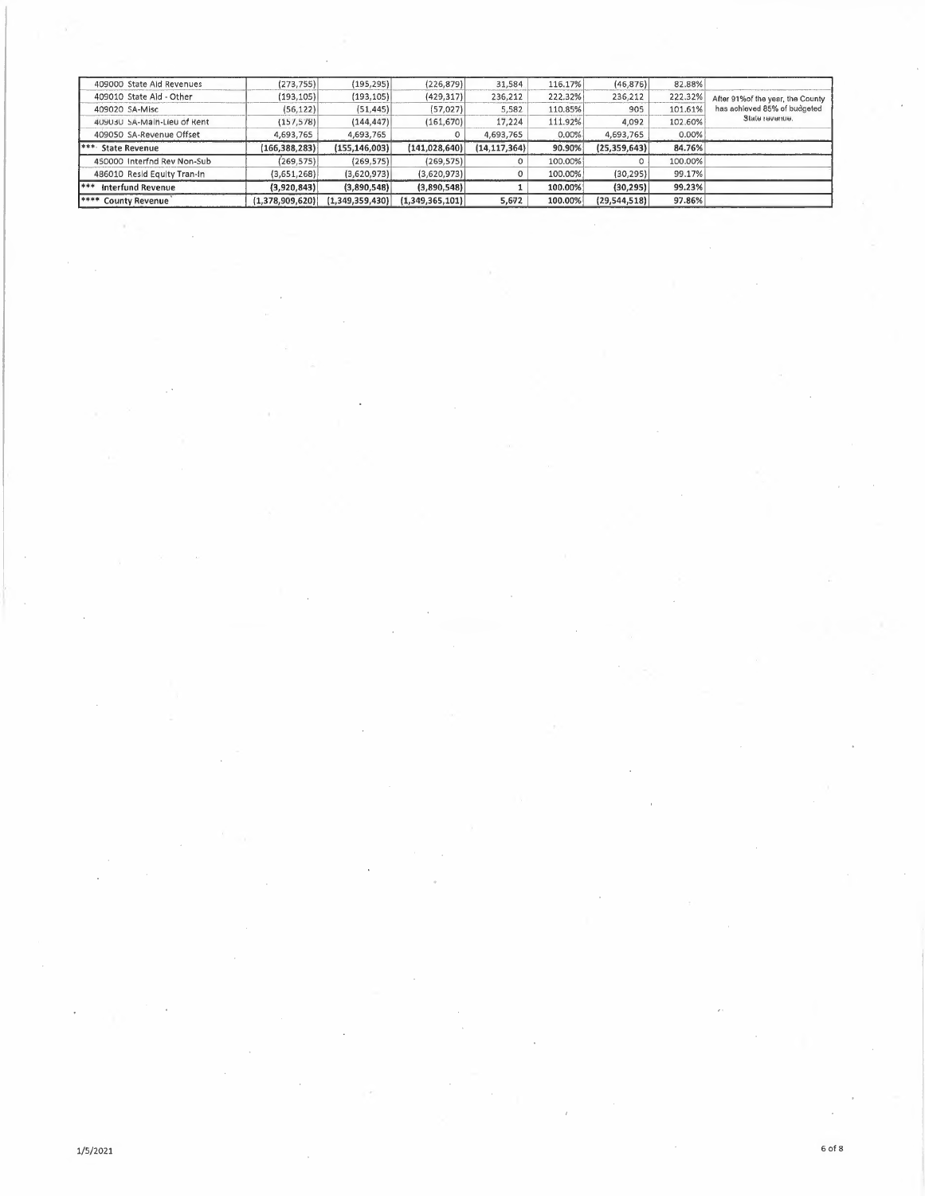| | | | | | | | | |
|---|---|---|---|---|---|---|---|---|
| 409000 State Aid Revenues | (273,755) | (195,295) | (226,879) | 31,584 | 116.17% | (46,876) | 82.88% | |
| 409010 State Aid - Other | (193,105) | (193,105) | (429,317) | 236,212 | 222.32% | 236,212 | 222.32% | After 91%of the year, the County has achieved 85% of budgeted State revenue. |
| 409020 SA-Misc | (56,122) | (51,445) | (57,027) | 5,582 | 110.85% | 905 | 101.61% | |
| 409030 SA-Main-Lieu of Rent | (157,578) | (144,447) | (161,670) | 17,224 | 111.92% | 4,092 | 102.60% | |
| 409050 SA-Revenue Offset | 4,693,765 | 4,693,765 | 0 | 4,693,765 | 0.00% | 4,693,765 | 0.00% | |
| *** State Revenue | (166,388,283) | (155,146,003) | (141,028,640) | (14,117,364) | 90.90% | (25,359,643) | 84.76% | |
| 450000 Interfnd Rev Non-Sub | (269,575) | (269,575) | (269,575) | 0 | 100.00% | 0 | 100.00% | |
| 486010 Resid Equity Tran-In | (3,651,268) | (3,620,973) | (3,620,973) | 0 | 100.00% | (30,295) | 99.17% | |
| *** Interfund Revenue | (3,920,843) | (3,890,548) | (3,890,548) | 1 | 100.00% | (30,295) | 99.23% | |
| **** County Revenue | (1,378,909,620) | (1,349,359,430) | (1,349,365,101) | 5,672 | 100.00% | (29,544,518) | 97.86% | |

1/5/2021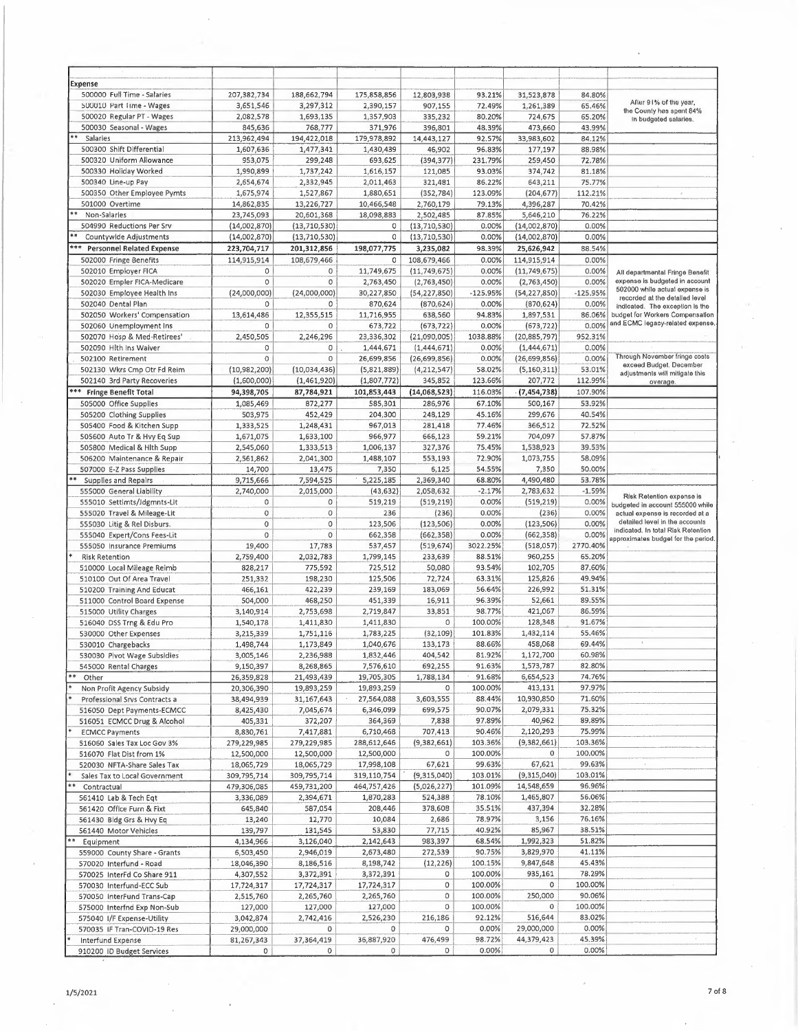| Expense | | | | | | | | |
|---|---|---|---|---|---|---|---|---|
| 500000 Full Time - Salaries | 207,382,734 | 188,662,794 | 175,858,856 | 12,803,938 | 93.21% | 31,523,878 | 84.80% | After 91% of the year, the County has spent 84% in budgeted salaries. |
| 500010 Part Time - Wages | 3,651,546 | 3,297,312 | 2,390,157 | 907,155 | 72.49% | 1,261,389 | 65.46% | |
| 500020 Regular PT - Wages | 2,082,578 | 1,693,135 | 1,357,903 | 335,232 | 80.20% | 724,675 | 65.20% | |
| 500030 Seasonal - Wages | 845,636 | 768,777 | 371,976 | 396,801 | 48.39% | 473,660 | 43.99% | |
| ** Salaries | 213,962,494 | 194,422,018 | 179,978,892 | 14,443,127 | 92.57% | 33,983,602 | 84.12% | |
| 500300 Shift Differential | 1,607,636 | 1,477,341 | 1,430,439 | 46,902 | 96.83% | 177,197 | 88.98% | |
| 500320 Uniform Allowance | 953,075 | 299,248 | 693,625 | (394,377) | 231.79% | 259,450 | 72.78% | |
| 500330 Holiday Worked | 1,990,899 | 1,737,242 | 1,616,157 | 121,085 | 93.03% | 374,742 | 81.18% | |
| 500340 Line-up Pay | 2,654,674 | 2,332,945 | 2,011,463 | 321,481 | 86.22% | 643,211 | 75.77% | |
| 500350 Other Employee Pymts | 1,675,974 | 1,527,867 | 1,880,651 | (352,784) | 123.09% | (204,677) | 112.21% | |
| 501000 Overtime | 14,862,835 | 13,226,727 | 10,466,548 | 2,760,179 | 79.13% | 4,396,287 | 70.42% | |
| ** Non-Salaries | 23,745,093 | 20,601,368 | 18,098,883 | 2,502,485 | 87.85% | 5,646,210 | 76.22% | |
| 504990 Reductions Per Srv | (14,002,870) | (13,710,530) | 0 | (13,710,530) | 0.00% | (14,002,870) | 0.00% | |
| ** Countywide Adjustments | (14,002,870) | (13,710,530) | 0 | (13,710,530) | 0.00% | (14,002,870) | 0.00% | |
| *** Personnel Related Expense | 223,704,717 | 201,312,856 | 198,077,775 | 3,235,082 | 98.39% | 25,626,942 | 88.54% | |
| 502000 Fringe Benefits | 114,915,914 | 108,679,466 | 0 | 108,679,466 | 0.00% | 114,915,914 | 0.00% | All departmental Fringe Benefit expense is budgeted in account 502000 while actual expense is recorded at the detailed level indicated. The exception is the budget for Workers Compensation and ECMC legacy-related expense. |
| 502010 Employer FICA | 0 | 0 | 11,749,675 | (11,749,675) | 0.00% | (11,749,675) | 0.00% | |
| 502020 Empler FICA-Medicare | 0 | 0 | 2,763,450 | (2,763,450) | 0.00% | (2,763,450) | 0.00% | |
| 502030 Employee Health Ins | (24,000,000) | (24,000,000) | 30,227,850 | (54,227,850) | -125.95% | (54,227,850) | -125.95% | |
| 502040 Dental Plan | 0 | 0 | 870,624 | (870,624) | 0.00% | (870,624) | 0.00% | |
| 502050 Workers' Compensation | 13,614,486 | 12,355,515 | 11,716,955 | 638,560 | 94.83% | 1,897,531 | 86.06% | |
| 502060 Unemployment Ins | 0 | 0 | 673,722 | (673,722) | 0.00% | (673,722) | 0.00% | |
| 502070 Hosp & Med-Retirees' | 2,450,505 | 2,246,296 | 23,336,302 | (21,090,005) | 1038.88% | (20,885,797) | 952.31% | |
| 502090 Hlth Ins Waiver | 0 | 0 | 1,444,671 | (1,444,671) | 0.00% | (1,444,671) | 0.00% | |
| 502100 Retirement | 0 | 0 | 26,699,856 | (26,699,856) | 0.00% | (26,699,856) | 0.00% | Through November fringe costs exceed Budget. December adjustments will mitigate this overage. |
| 502130 Wkrs Cmp Otr Fd Reim | (10,982,200) | (10,034,436) | (5,821,889) | (4,212,547) | 58.02% | (5,160,311) | 53.01% | |
| 502140 3rd Party Recoveries | (1,600,000) | (1,461,920) | (1,807,772) | 345,852 | 123.66% | 207,772 | 112.99% | |
| *** Fringe Benefit Total | 94,398,705 | 87,784,921 | 101,853,443 | (14,068,523) | 116.03% | (7,454,738) | 107.90% | |
| 505000 Office Supplies | 1,085,469 | 872,277 | 585,301 | 286,976 | 67.10% | 500,167 | 53.92% | |
| 505200 Clothing Supplies | 503,975 | 452,429 | 204,300 | 248,129 | 45.16% | 299,676 | 40.54% | |
| 505400 Food & Kitchen Supp | 1,333,525 | 1,248,431 | 967,013 | 281,418 | 77.46% | 366,512 | 72.52% | |
| 505600 Auto Tr & Hvy Eq Sup | 1,671,075 | 1,633,100 | 966,977 | 666,123 | 59.21% | 704,097 | 57.87% | |
| 505800 Medical & Hlth Supp | 2,545,060 | 1,333,513 | 1,006,137 | 327,376 | 75.45% | 1,538,923 | 39.53% | |
| 506200 Maintenance & Repair | 2,561,862 | 2,041,300 | 1,488,107 | 553,193 | 72.90% | 1,073,755 | 58.09% | |
| 507000 E-Z Pass Supplies | 14,700 | 13,475 | 7,350 | 6,125 | 54.55% | 7,350 | 50.00% | |
| ** Supplies and Repairs | 9,715,666 | 7,594,525 | 5,225,185 | 2,369,340 | 68.80% | 4,490,480 | 53.78% | |
| 555000 General Liability | 2,740,000 | 2,015,000 | (43,632) | 2,058,632 | -2.17% | 2,783,632 | -1.59% | Risk Retention expense is budgeted in account 555000 while actual expense is recorded at a detailed level in the accounts indicated. In total Risk Retention approximates budget for the period. |
| 555010 Settlmts/Jdgmnts-Lit | 0 | 0 | 519,219 | (519,219) | 0.00% | (519,219) | 0.00% | |
| 555020 Travel & Mileage-Lit | 0 | 0 | 236 | (236) | 0.00% | (236) | 0.00% | |
| 555030 Litig & Rel Disburs. | 0 | 0 | 123,506 | (123,506) | 0.00% | (123,506) | 0.00% | |
| 555040 Expert/Cons Fees-Lit | 0 | 0 | 662,358 | (662,358) | 0.00% | (662,358) | 0.00% | |
| 555050 Insurance Premiums | 19,400 | 17,783 | 537,457 | (519,674) | 3022.25% | (518,057) | 2770.40% | |
| * Risk Retention | 2,759,400 | 2,032,783 | 1,799,145 | 233,639 | 88.51% | 960,255 | 65.20% | |
| 510000 Local Mileage Reimb | 828,217 | 775,592 | 725,512 | 50,080 | 93.54% | 102,705 | 87.60% | |
| 510100 Out Of Area Travel | 251,332 | 198,230 | 125,506 | 72,724 | 63.31% | 125,826 | 49.94% | |
| 510200 Training And Educat | 466,161 | 422,239 | 239,169 | 183,069 | 56.64% | 226,992 | 51.31% | |
| 511000 Control Board Expense | 504,000 | 468,250 | 451,339 | 16,911 | 96.39% | 52,661 | 89.55% | |
| 515000 Utility Charges | 3,140,914 | 2,753,698 | 2,719,847 | 33,851 | 98.77% | 421,067 | 86.59% | |
| 516040 DSS Trng & Edu Pro | 1,540,178 | 1,411,830 | 1,411,830 | 0 | 100.00% | 128,348 | 91.67% | |
| 530000 Other Expenses | 3,215,339 | 1,751,116 | 1,783,225 | (32,109) | 101.83% | 1,432,114 | 55.46% | |
| 530010 Chargebacks | 1,498,744 | 1,173,849 | 1,040,676 | 133,173 | 88.66% | 458,068 | 69.44% | |
| 530030 Pivot Wage Subsidies | 3,005,146 | 2,236,988 | 1,832,446 | 404,542 | 81.92% | 1,172,700 | 60.98% | |
| 545000 Rental Charges | 9,150,397 | 8,268,865 | 7,576,610 | 692,255 | 91.63% | 1,573,787 | 82.80% | |
| ** Other | 26,359,828 | 21,493,439 | 19,705,305 | 1,788,134 | 91.68% | 6,654,523 | 74.76% | |
| * Non Profit Agency Subsidy | 20,306,390 | 19,893,259 | 19,893,259 | 0 | 100.00% | 413,131 | 97.97% | |
| * Professional Srvs Contracts a | 38,494,939 | 31,167,643 | 27,564,088 | 3,603,555 | 88.44% | 10,930,850 | 71.60% | |
| 516050 Dept Payments-ECMCC | 8,425,430 | 7,045,674 | 6,346,099 | 699,575 | 90.07% | 2,079,331 | 75.32% | |
| 516051 ECMCC Drug & Alcohol | 405,331 | 372,207 | 364,369 | 7,838 | 97.89% | 40,962 | 89.89% | |
| * ECMCC Payments | 8,830,761 | 7,417,881 | 6,710,468 | 707,413 | 90.46% | 2,120,293 | 75.99% | |
| 516060 Sales Tax Loc Gov 3% | 279,229,985 | 279,229,985 | 288,612,646 | (9,382,661) | 103.36% | (9,382,661) | 103.36% | |
| 516070 Flat Dist from 1% | 12,500,000 | 12,500,000 | 12,500,000 | 0 | 100.00% | 0 | 100.00% | |
| 520030 NFTA-Share Sales Tax | 18,065,729 | 18,065,729 | 17,998,108 | 67,621 | 99.63% | 67,621 | 99.63% | |
| * Sales Tax to Local Government | 309,795,714 | 309,795,714 | 319,110,754 | (9,315,040) | 103.01% | (9,315,040) | 103.01% | |
| ** Contractual | 479,306,085 | 459,731,200 | 464,757,426 | (5,026,227) | 101.09% | 14,548,659 | 96.96% | |
| 561410 Lab & Tech Eqt | 3,336,089 | 2,394,671 | 1,870,283 | 524,388 | 78.10% | 1,465,807 | 56.06% | |
| 561420 Office Furn & Fixt | 645,840 | 587,054 | 208,446 | 378,608 | 35.51% | 437,394 | 32.28% | |
| 561430 Bldg Grs & Hvy Eq | 13,240 | 12,770 | 10,084 | 2,686 | 78.97% | 3,156 | 76.16% | |
| 561440 Motor Vehicles | 139,797 | 131,545 | 53,830 | 77,715 | 40.92% | 85,967 | 38.51% | |
| ** Equipment | 4,134,966 | 3,126,040 | 2,142,643 | 983,397 | 68.54% | 1,992,323 | 51.82% | |
| 559000 County Share - Grants | 6,503,450 | 2,946,019 | 2,673,480 | 272,539 | 90.75% | 3,829,970 | 41.11% | |
| 570020 Interfund - Road | 18,046,390 | 8,186,516 | 8,198,742 | (12,226) | 100.15% | 9,847,648 | 45.43% | |
| 570025 InterFd Co Share 911 | 4,307,552 | 3,372,391 | 3,372,391 | 0 | 100.00% | 935,161 | 78.29% | |
| 570030 Interfund-ECC Sub | 17,724,317 | 17,724,317 | 17,724,317 | 0 | 100.00% | 0 | 100.00% | |
| 570050 InterFund Trans-Cap | 2,515,760 | 2,265,760 | 2,265,760 | 0 | 100.00% | 250,000 | 90.06% | |
| 575000 Interfnd Exp Non-Sub | 127,000 | 127,000 | 127,000 | 0 | 100.00% | 0 | 100.00% | |
| 575040 I/F Expense-Utility | 3,042,874 | 2,742,416 | 2,526,230 | 216,186 | 92.12% | 516,644 | 83.02% | |
| 570035 IF Tran-COVID-19 Res | 29,000,000 | 0 | 0 | 0 | 0.00% | 29,000,000 | 0.00% | |
| * Interfund Expense | 81,267,343 | 37,364,419 | 36,887,920 | 476,499 | 98.72% | 44,379,423 | 45.39% | |
| 910200 ID Budget Services | 0 | 0 | 0 | 0 | 0.00% | 0 | 0.00% | |

1/5/2021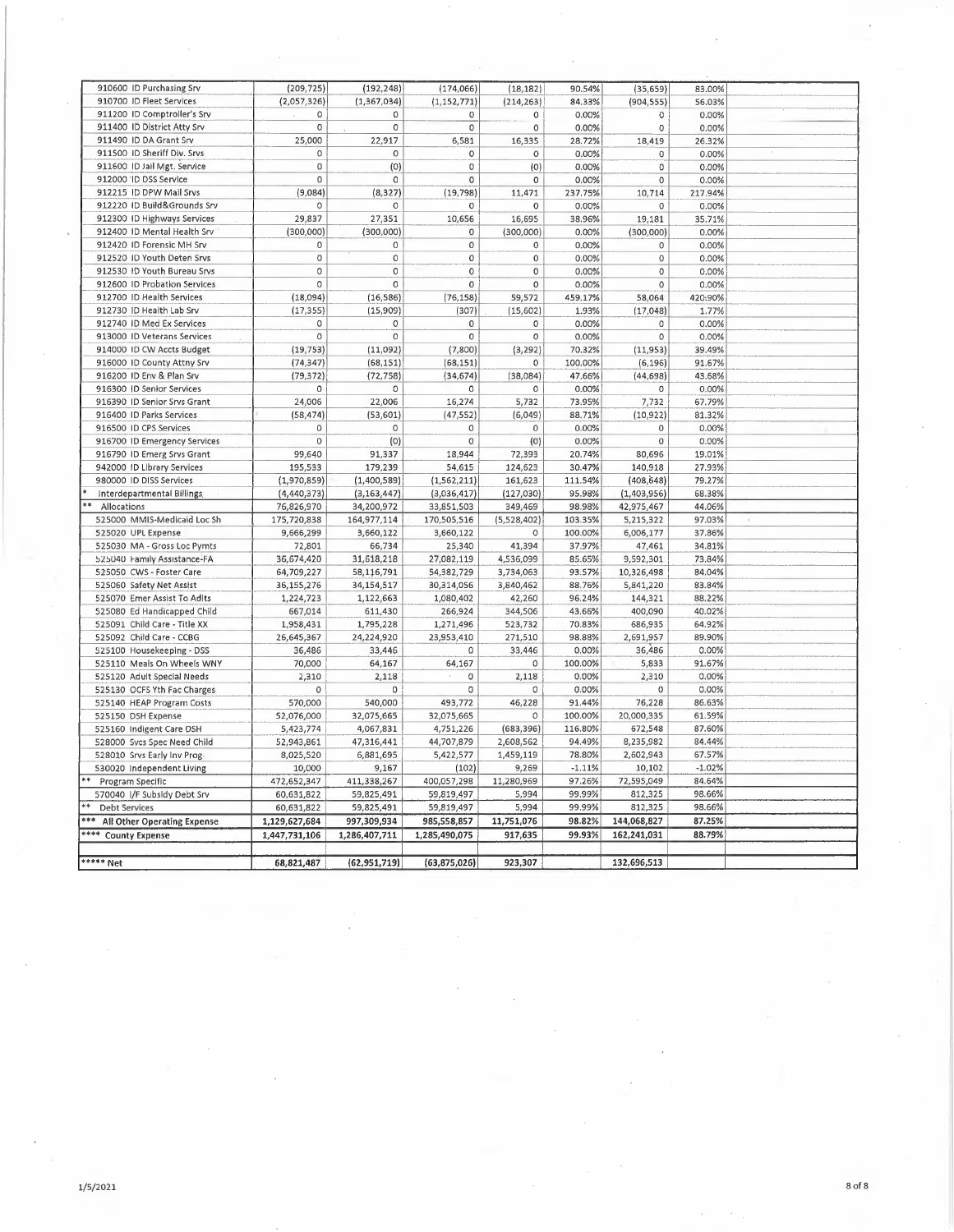| | | | | | | | | |
|---|---|---|---|---|---|---|---|---|
| 910600 ID Purchasing Srv | (209,725) | (192,248) | (174,066) | (18,182) | 90.54% | (35,659) | 83.00% | |
| 910700 ID Fleet Services | (2,057,326) | (1,367,034) | (1,152,771) | (214,263) | 84.33% | (904,555) | 56.03% | |
| 911200 ID Comptroller's Srv | 0 | 0 | 0 | 0 | 0.00% | 0 | 0.00% | |
| 911400 ID District Atty Srv | 0 | 0 | 0 | 0 | 0.00% | 0 | 0.00% | |
| 911490 ID DA Grant Srv | 25,000 | 22,917 | 6,581 | 16,335 | 28.72% | 18,419 | 26.32% | |
| 911500 ID Sheriff Div. Srvs | 0 | 0 | 0 | 0 | 0.00% | 0 | 0.00% | |
| 911600 ID Jail Mgt. Service | 0 | (0) | 0 | (0) | 0.00% | 0 | 0.00% | |
| 912000 ID DSS Service | 0 | 0 | 0 | 0 | 0.00% | 0 | 0.00% | |
| 912215 ID DPW Mail Srvs | (9,084) | (8,327) | (19,798) | 11,471 | 237.75% | 10,714 | 217.94% | |
| 912220 ID Build&Grounds Srv | 0 | 0 | 0 | 0 | 0.00% | 0 | 0.00% | |
| 912300 ID Highways Services | 29,837 | 27,351 | 10,656 | 16,695 | 38.96% | 19,181 | 35.71% | |
| 912400 ID Mental Health Srv | (300,000) | (300,000) | 0 | (300,000) | 0.00% | (300,000) | 0.00% | |
| 912420 ID Forensic MH Srv | 0 | 0 | 0 | 0 | 0.00% | 0 | 0.00% | |
| 912520 ID Youth Deten Srvs | 0 | 0 | 0 | 0 | 0.00% | 0 | 0.00% | |
| 912530 ID Youth Bureau Srvs | 0 | 0 | 0 | 0 | 0.00% | 0 | 0.00% | |
| 912600 ID Probation Services | 0 | 0 | 0 | 0 | 0.00% | 0 | 0.00% | |
| 912700 ID Health Services | (18,094) | (16,586) | (76,158) | 59,572 | 459.17% | 58,064 | 420.90% | |
| 912730 ID Health Lab Srv | (17,355) | (15,909) | (307) | (15,602) | 1.93% | (17,048) | 1.77% | |
| 912740 ID Med Ex Services | 0 | 0 | 0 | 0 | 0.00% | 0 | 0.00% | |
| 913000 ID Veterans Services | 0 | 0 | 0 | 0 | 0.00% | 0 | 0.00% | |
| 914000 ID CW Accts Budget | (19,753) | (11,092) | (7,800) | (3,292) | 70.32% | (11,953) | 39.49% | |
| 916000 ID County Attny Srv | (74,347) | (68,151) | (68,151) | 0 | 100.00% | (6,196) | 91.67% | |
| 916200 ID Env & Plan Srv | (79,372) | (72,758) | (34,674) | (38,084) | 47.66% | (44,698) | 43.68% | |
| 916300 ID Senior Services | 0 | 0 | 0 | 0 | 0.00% | 0 | 0.00% | |
| 916390 ID Senior Srvs Grant | 24,006 | 22,006 | 16,274 | 5,732 | 73.95% | 7,732 | 67.79% | |
| 916400 ID Parks Services | (58,474) | (53,601) | (47,552) | (6,049) | 88.71% | (10,922) | 81.32% | |
| 916500 ID CPS Services | 0 | 0 | 0 | 0 | 0.00% | 0 | 0.00% | |
| 916700 ID Emergency Services | 0 | (0) | 0 | (0) | 0.00% | 0 | 0.00% | |
| 916790 ID Emerg Srvs Grant | 99,640 | 91,337 | 18,944 | 72,393 | 20.74% | 80,696 | 19.01% | |
| 942000 ID Library Services | 195,533 | 179,239 | 54,615 | 124,623 | 30.47% | 140,918 | 27.93% | |
| 980000 ID DISS Services | (1,970,859) | (1,400,589) | (1,562,211) | 161,623 | 111.54% | (408,648) | 79.27% | |
| * Interdepartmental Billings | (4,440,373) | (3,163,447) | (3,036,417) | (127,030) | 95.98% | (1,403,956) | 68.38% | |
| ** Allocations | 76,826,970 | 34,200,972 | 33,851,503 | 349,469 | 98.98% | 42,975,467 | 44.06% | |
| 525000 MMIS-Medicaid Loc Sh | 175,720,838 | 164,977,114 | 170,505,516 | (5,528,402) | 103.35% | 5,215,322 | 97.03% | |
| 525020 UPL Expense | 9,666,299 | 3,660,122 | 3,660,122 | 0 | 100.00% | 6,006,177 | 37.86% | |
| 525030 MA - Gross Loc Pymts | 72,801 | 66,734 | 25,340 | 41,394 | 37.97% | 47,461 | 34.81% | |
| 525040 Family Assistance-FA | 36,674,420 | 31,618,218 | 27,082,119 | 4,536,099 | 85.65% | 9,592,301 | 73.84% | |
| 525050 CWS - Foster Care | 64,709,227 | 58,116,791 | 54,382,729 | 3,734,063 | 93.57% | 10,326,498 | 84.04% | |
| 525060 Safety Net Assist | 36,155,276 | 34,154,517 | 30,314,056 | 3,840,462 | 88.76% | 5,841,220 | 83.84% | |
| 525070 Emer Assist To Adlts | 1,224,723 | 1,122,663 | 1,080,402 | 42,260 | 96.24% | 144,321 | 88.22% | |
| 525080 Ed Handicapped Child | 667,014 | 611,430 | 266,924 | 344,506 | 43.66% | 400,090 | 40.02% | |
| 525091 Child Care - Title XX | 1,958,431 | 1,795,228 | 1,271,496 | 523,732 | 70.83% | 686,935 | 64.92% | |
| 525092 Child Care - CCBG | 26,645,367 | 24,224,920 | 23,953,410 | 271,510 | 98.88% | 2,691,957 | 89.90% | |
| 525100 Housekeeping - DSS | 36,486 | 33,446 | 0 | 33,446 | 0.00% | 36,486 | 0.00% | |
| 525110 Meals On Wheels WNY | 70,000 | 64,167 | 64,167 | 0 | 100.00% | 5,833 | 91.67% | |
| 525120 Adult Special Needs | 2,310 | 2,118 | 0 | 2,118 | 0.00% | 2,310 | 0.00% | |
| 525130 OCFS Yth Fac Charges | 0 | 0 | 0 | 0 | 0.00% | 0 | 0.00% | |
| 525140 HEAP Program Costs | 570,000 | 540,000 | 493,772 | 46,228 | 91.44% | 76,228 | 86.63% | |
| 525150 DSH Expense | 52,076,000 | 32,075,665 | 32,075,665 | 0 | 100.00% | 20,000,335 | 61.59% | |
| 525160 Indigent Care DSH | 5,423,774 | 4,067,831 | 4,751,226 | (683,396) | 116.80% | 672,548 | 87.60% | |
| 528000 Svcs Spec Need Child | 52,943,861 | 47,316,441 | 44,707,879 | 2,608,562 | 94.49% | 8,235,982 | 84.44% | |
| 528010 Srvs Early Inv Prog | 8,025,520 | 6,881,695 | 5,422,577 | 1,459,119 | 78.80% | 2,602,943 | 67.57% | |
| 530020 Independent Living | 10,000 | 9,167 | (102) | 9,269 | -1.11% | 10,102 | -1.02% | |
| ** Program Specific | 472,652,347 | 411,338,267 | 400,057,298 | 11,280,969 | 97.26% | 72,595,049 | 84.64% | |
| 570040 I/F Subsidy Debt Srv | 60,631,822 | 59,825,491 | 59,819,497 | 5,994 | 99.99% | 812,325 | 98.66% | |
| ** Debt Services | 60,631,822 | 59,825,491 | 59,819,497 | 5,994 | 99.99% | 812,325 | 98.66% | |
| *** All Other Operating Expense | 1,129,627,684 | 997,309,934 | 985,558,857 | 11,751,076 | 98.82% | 144,068,827 | 87.25% | |
| **** County Expense | 1,447,731,106 | 1,286,407,711 | 1,285,490,075 | 917,635 | 99.93% | 162,241,031 | 88.79% | |
| ***** Net | 68,821,487 | (62,951,719) | (63,875,026) | 923,307 | | 132,696,513 | | |